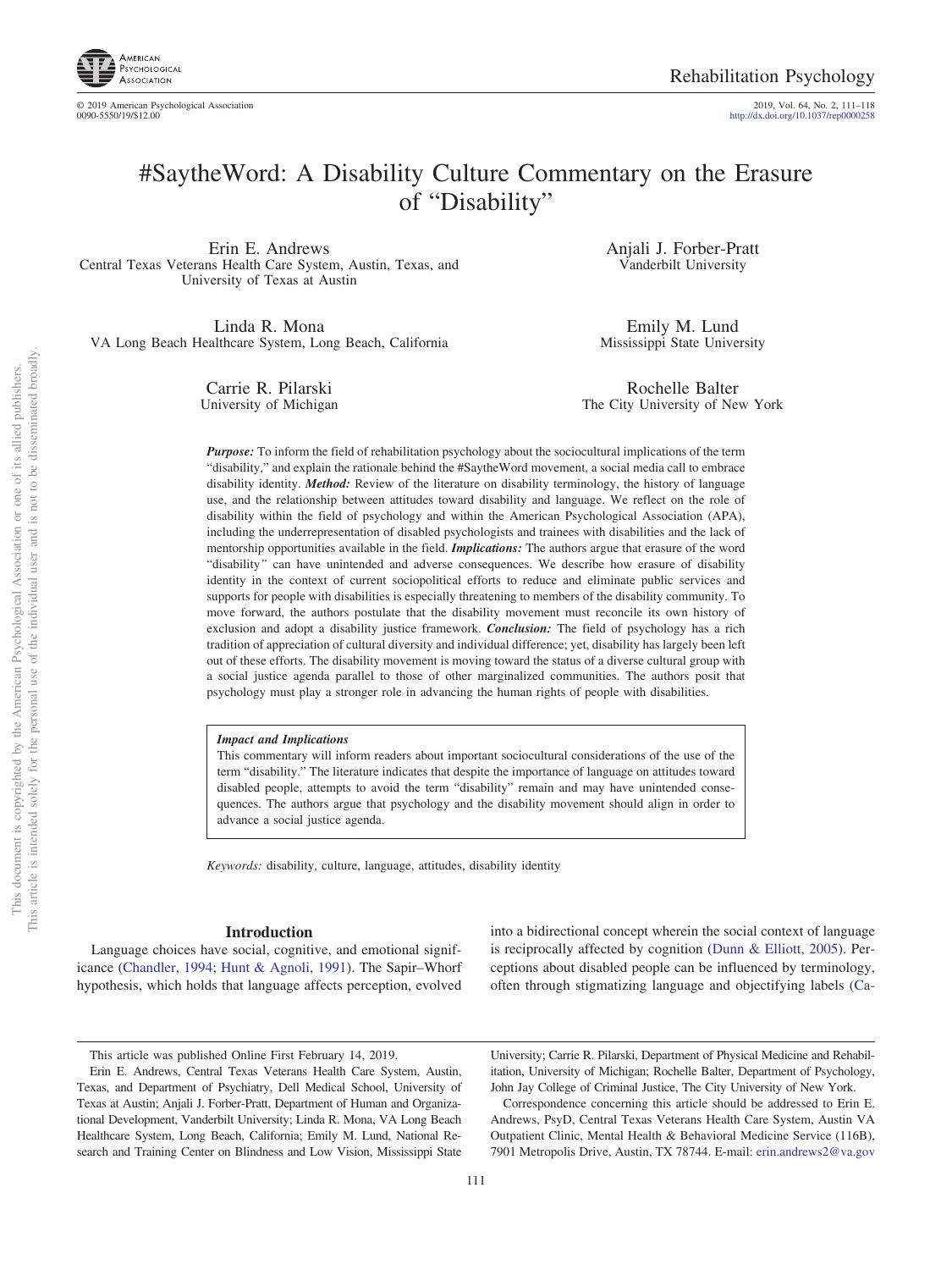# #SaytheWord: A Disability Culture Commentary on the Erasure of "Disability"

Erin E. Andrews
Central Texas Veterans Health Care System, Austin, Texas, and University of Texas at Austin

Anjali J. Forber-Pratt
Vanderbilt University

Linda R. Mona
VA Long Beach Healthcare System, Long Beach, California

Emily M. Lund
Mississippi State University

Carrie R. Pilarski
University of Michigan

Rochelle Balter
The City University of New York

***Purpose:*** To inform the field of rehabilitation psychology about the sociocultural implications of the term "disability," and explain the rationale behind the #SaytheWord movement, a social media call to embrace disability identity. ***Method:*** Review of the literature on disability terminology, the history of language use, and the relationship between attitudes toward disability and language. We reflect on the role of disability within the field of psychology and within the American Psychological Association (APA), including the underrepresentation of disabled psychologists and trainees with disabilities and the lack of mentorship opportunities available in the field. ***Implications:*** The authors argue that erasure of the word "disability" can have unintended and adverse consequences. We describe how erasure of disability identity in the context of current sociopolitical efforts to reduce and eliminate public services and supports for people with disabilities is especially threatening to members of the disability community. To move forward, the authors postulate that the disability movement must reconcile its own history of exclusion and adopt a disability justice framework. ***Conclusion:*** The field of psychology has a rich tradition of appreciation of cultural diversity and individual difference; yet, disability has largely been left out of these efforts. The disability movement is moving toward the status of a diverse cultural group with a social justice agenda parallel to those of other marginalized communities. The authors posit that psychology must play a stronger role in advancing the human rights of people with disabilities.

> ***Impact and Implications***
>
> This commentary will inform readers about important sociocultural considerations of the use of the term "disability." The literature indicates that despite the importance of language on attitudes toward disabled people, attempts to avoid the term "disability" remain and may have unintended consequences. The authors argue that psychology and the disability movement should align in order to advance a social justice agenda.

*Keywords:* disability, culture, language, attitudes, disability identity

## Introduction

Language choices have social, cognitive, and emotional significance (Chandler, 1994; Hunt & Agnoli, 1991). The Sapir–Whorf hypothesis, which holds that language affects perception, evolved into a bidirectional concept wherein the social context of language is reciprocally affected by cognition (Dunn & Elliott, 2005). Perceptions about disabled people can be influenced by terminology, often through stigmatizing language and objectifying labels (Ca-

---

This article was published Online First February 14, 2019.

Erin E. Andrews, Central Texas Veterans Health Care System, Austin, Texas, and Department of Psychiatry, Dell Medical School, University of Texas at Austin; Anjali J. Forber-Pratt, Department of Human and Organizational Development, Vanderbilt University; Linda R. Mona, VA Long Beach Healthcare System, Long Beach, California; Emily M. Lund, National Research and Training Center on Blindness and Low Vision, Mississippi State University; Carrie R. Pilarski, Department of Physical Medicine and Rehabilitation, University of Michigan; Rochelle Balter, Department of Psychology, John Jay College of Criminal Justice, The City University of New York.

Correspondence concerning this article should be addressed to Erin E. Andrews, PsyD, Central Texas Veterans Health Care System, Austin VA Outpatient Clinic, Mental Health & Behavioral Medicine Service (116B), 7901 Metropolis Drive, Austin, TX 78744. E-mail: erin.andrews2@va.gov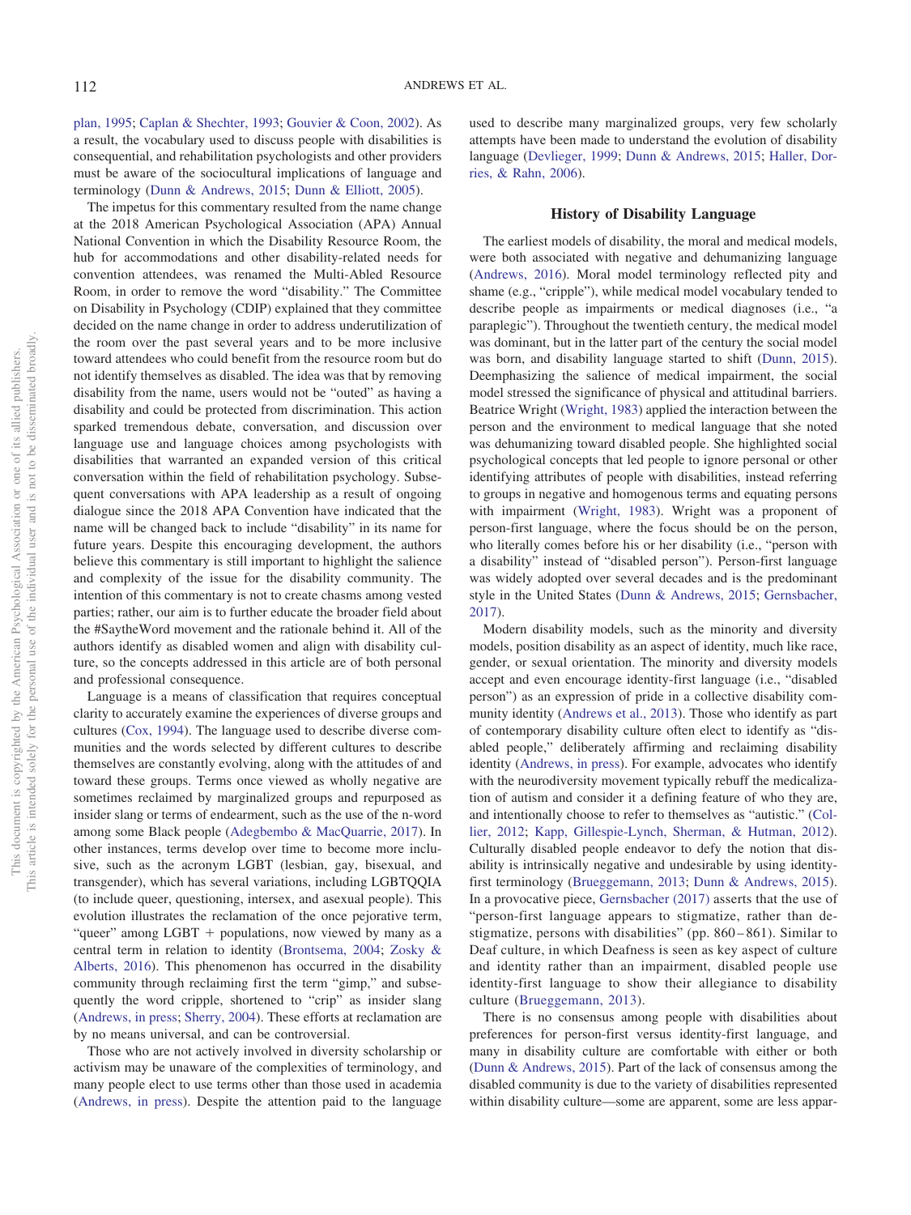plan, 1995; Caplan & Shechter, 1993; Gouvier & Coon, 2002). As a result, the vocabulary used to discuss people with disabilities is consequential, and rehabilitation psychologists and other providers must be aware of the sociocultural implications of language and terminology (Dunn & Andrews, 2015; Dunn & Elliott, 2005).

The impetus for this commentary resulted from the name change at the 2018 American Psychological Association (APA) Annual National Convention in which the Disability Resource Room, the hub for accommodations and other disability-related needs for convention attendees, was renamed the Multi-Abled Resource Room, in order to remove the word "disability." The Committee on Disability in Psychology (CDIP) explained that they committee decided on the name change in order to address underutilization of the room over the past several years and to be more inclusive toward attendees who could benefit from the resource room but do not identify themselves as disabled. The idea was that by removing disability from the name, users would not be "outed" as having a disability and could be protected from discrimination. This action sparked tremendous debate, conversation, and discussion over language use and language choices among psychologists with disabilities that warranted an expanded version of this critical conversation within the field of rehabilitation psychology. Subsequent conversations with APA leadership as a result of ongoing dialogue since the 2018 APA Convention have indicated that the name will be changed back to include "disability" in its name for future years. Despite this encouraging development, the authors believe this commentary is still important to highlight the salience and complexity of the issue for the disability community. The intention of this commentary is not to create chasms among vested parties; rather, our aim is to further educate the broader field about the #SaytheWord movement and the rationale behind it. All of the authors identify as disabled women and align with disability culture, so the concepts addressed in this article are of both personal and professional consequence.

Language is a means of classification that requires conceptual clarity to accurately examine the experiences of diverse groups and cultures (Cox, 1994). The language used to describe diverse communities and the words selected by different cultures to describe themselves are constantly evolving, along with the attitudes of and toward these groups. Terms once viewed as wholly negative are sometimes reclaimed by marginalized groups and repurposed as insider slang or terms of endearment, such as the use of the n-word among some Black people (Adegbembo & MacQuarrie, 2017). In other instances, terms develop over time to become more inclusive, such as the acronym LGBT (lesbian, gay, bisexual, and transgender), which has several variations, including LGBTQQIA (to include queer, questioning, intersex, and asexual people). This evolution illustrates the reclamation of the once pejorative term, "queer" among LGBT + populations, now viewed by many as a central term in relation to identity (Brontsema, 2004; Zosky & Alberts, 2016). This phenomenon has occurred in the disability community through reclaiming first the term "gimp," and subsequently the word cripple, shortened to "crip" as insider slang (Andrews, in press; Sherry, 2004). These efforts at reclamation are by no means universal, and can be controversial.

Those who are not actively involved in diversity scholarship or activism may be unaware of the complexities of terminology, and many people elect to use terms other than those used in academia (Andrews, in press). Despite the attention paid to the language used to describe many marginalized groups, very few scholarly attempts have been made to understand the evolution of disability language (Devlieger, 1999; Dunn & Andrews, 2015; Haller, Dorries, & Rahn, 2006).

## History of Disability Language

The earliest models of disability, the moral and medical models, were both associated with negative and dehumanizing language (Andrews, 2016). Moral model terminology reflected pity and shame (e.g., "cripple"), while medical model vocabulary tended to describe people as impairments or medical diagnoses (i.e., "a paraplegic"). Throughout the twentieth century, the medical model was dominant, but in the latter part of the century the social model was born, and disability language started to shift (Dunn, 2015). Deemphasizing the salience of medical impairment, the social model stressed the significance of physical and attitudinal barriers. Beatrice Wright (Wright, 1983) applied the interaction between the person and the environment to medical language that she noted was dehumanizing toward disabled people. She highlighted social psychological concepts that led people to ignore personal or other identifying attributes of people with disabilities, instead referring to groups in negative and homogenous terms and equating persons with impairment (Wright, 1983). Wright was a proponent of person-first language, where the focus should be on the person, who literally comes before his or her disability (i.e., "person with a disability" instead of "disabled person"). Person-first language was widely adopted over several decades and is the predominant style in the United States (Dunn & Andrews, 2015; Gernsbacher, 2017).

Modern disability models, such as the minority and diversity models, position disability as an aspect of identity, much like race, gender, or sexual orientation. The minority and diversity models accept and even encourage identity-first language (i.e., "disabled person") as an expression of pride in a collective disability community identity (Andrews et al., 2013). Those who identify as part of contemporary disability culture often elect to identify as "disabled people," deliberately affirming and reclaiming disability identity (Andrews, in press). For example, advocates who identify with the neurodiversity movement typically rebuff the medicalization of autism and consider it a defining feature of who they are, and intentionally choose to refer to themselves as "autistic." (Collier, 2012; Kapp, Gillespie-Lynch, Sherman, & Hutman, 2012). Culturally disabled people endeavor to defy the notion that disability is intrinsically negative and undesirable by using identity-first terminology (Brueggemann, 2013; Dunn & Andrews, 2015). In a provocative piece, Gernsbacher (2017) asserts that the use of "person-first language appears to stigmatize, rather than de-stigmatize, persons with disabilities" (pp. 860–861). Similar to Deaf culture, in which Deafness is seen as key aspect of culture and identity rather than an impairment, disabled people use identity-first language to show their allegiance to disability culture (Brueggemann, 2013).

There is no consensus among people with disabilities about preferences for person-first versus identity-first language, and many in disability culture are comfortable with either or both (Dunn & Andrews, 2015). Part of the lack of consensus among the disabled community is due to the variety of disabilities represented within disability culture—some are apparent, some are less appar-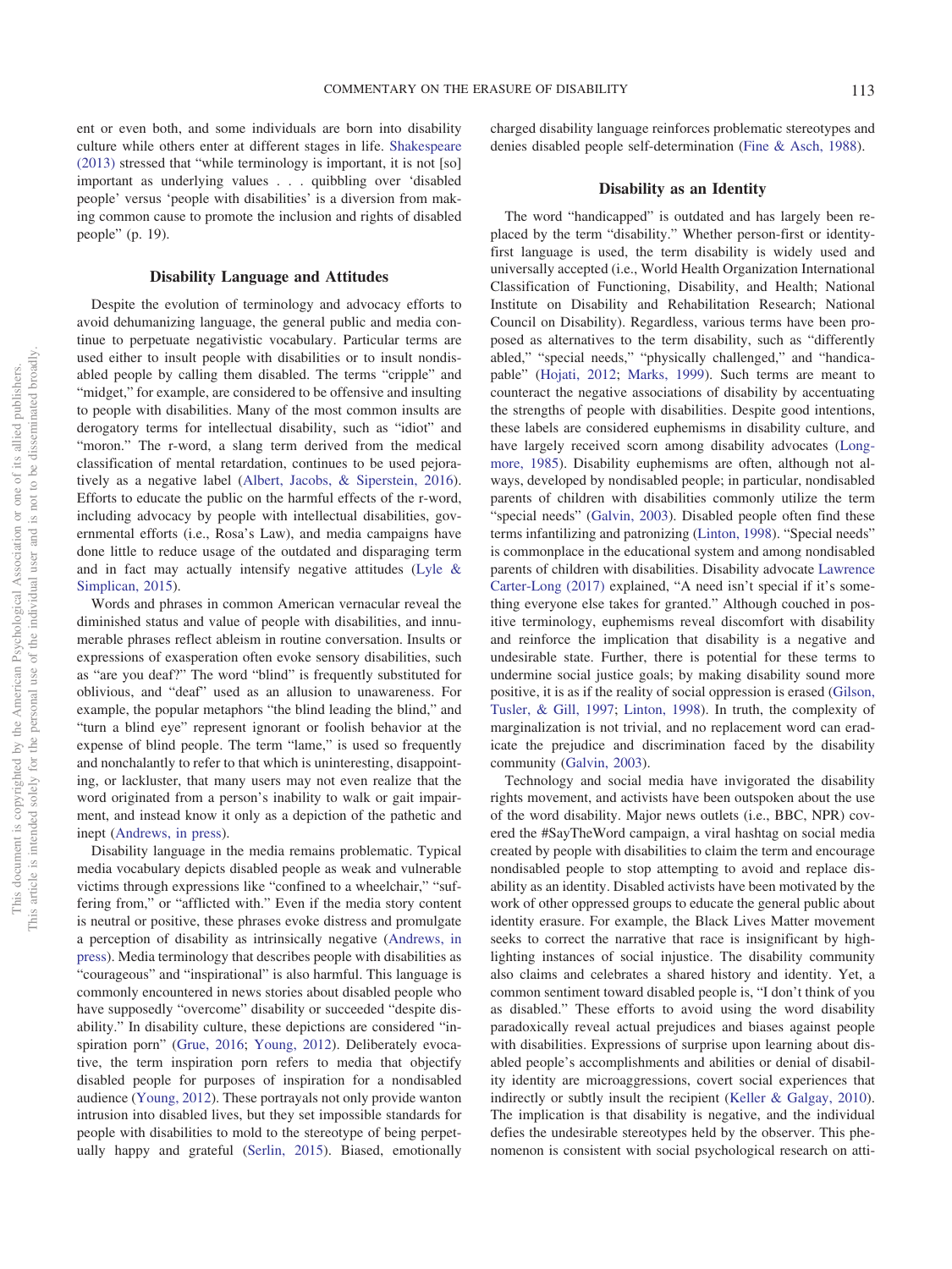ent or even both, and some individuals are born into disability culture while others enter at different stages in life. Shakespeare (2013) stressed that "while terminology is important, it is not [so] important as underlying values . . . quibbling over 'disabled people' versus 'people with disabilities' is a diversion from making common cause to promote the inclusion and rights of disabled people" (p. 19).

## Disability Language and Attitudes

Despite the evolution of terminology and advocacy efforts to avoid dehumanizing language, the general public and media continue to perpetuate negativistic vocabulary. Particular terms are used either to insult people with disabilities or to insult nondisabled people by calling them disabled. The terms "cripple" and "midget," for example, are considered to be offensive and insulting to people with disabilities. Many of the most common insults are derogatory terms for intellectual disability, such as "idiot" and "moron." The r-word, a slang term derived from the medical classification of mental retardation, continues to be used pejoratively as a negative label (Albert, Jacobs, & Siperstein, 2016). Efforts to educate the public on the harmful effects of the r-word, including advocacy by people with intellectual disabilities, governmental efforts (i.e., Rosa's Law), and media campaigns have done little to reduce usage of the outdated and disparaging term and in fact may actually intensify negative attitudes (Lyle & Simplican, 2015).

Words and phrases in common American vernacular reveal the diminished status and value of people with disabilities, and innumerable phrases reflect ableism in routine conversation. Insults or expressions of exasperation often evoke sensory disabilities, such as "are you deaf?" The word "blind" is frequently substituted for oblivious, and "deaf" used as an allusion to unawareness. For example, the popular metaphors "the blind leading the blind," and "turn a blind eye" represent ignorant or foolish behavior at the expense of blind people. The term "lame," is used so frequently and nonchalantly to refer to that which is uninteresting, disappointing, or lackluster, that many users may not even realize that the word originated from a person's inability to walk or gait impairment, and instead know it only as a depiction of the pathetic and inept (Andrews, in press).

Disability language in the media remains problematic. Typical media vocabulary depicts disabled people as weak and vulnerable victims through expressions like "confined to a wheelchair," "suffering from," or "afflicted with." Even if the media story content is neutral or positive, these phrases evoke distress and promulgate a perception of disability as intrinsically negative (Andrews, in press). Media terminology that describes people with disabilities as "courageous" and "inspirational" is also harmful. This language is commonly encountered in news stories about disabled people who have supposedly "overcome" disability or succeeded "despite disability." In disability culture, these depictions are considered "inspiration porn" (Grue, 2016; Young, 2012). Deliberately evocative, the term inspiration porn refers to media that objectify disabled people for purposes of inspiration for a nondisabled audience (Young, 2012). These portrayals not only provide wanton intrusion into disabled lives, but they set impossible standards for people with disabilities to mold to the stereotype of being perpetually happy and grateful (Serlin, 2015). Biased, emotionally charged disability language reinforces problematic stereotypes and denies disabled people self-determination (Fine & Asch, 1988).

## Disability as an Identity

The word "handicapped" is outdated and has largely been replaced by the term "disability." Whether person-first or identity-first language is used, the term disability is widely used and universally accepted (i.e., World Health Organization International Classification of Functioning, Disability, and Health; National Institute on Disability and Rehabilitation Research; National Council on Disability). Regardless, various terms have been proposed as alternatives to the term disability, such as "differently abled," "special needs," "physically challenged," and "handicapable" (Hojati, 2012; Marks, 1999). Such terms are meant to counteract the negative associations of disability by accentuating the strengths of people with disabilities. Despite good intentions, these labels are considered euphemisms in disability culture, and have largely received scorn among disability advocates (Longmore, 1985). Disability euphemisms are often, although not always, developed by nondisabled people; in particular, nondisabled parents of children with disabilities commonly utilize the term "special needs" (Galvin, 2003). Disabled people often find these terms infantilizing and patronizing (Linton, 1998). "Special needs" is commonplace in the educational system and among nondisabled parents of children with disabilities. Disability advocate Lawrence Carter-Long (2017) explained, "A need isn't special if it's something everyone else takes for granted." Although couched in positive terminology, euphemisms reveal discomfort with disability and reinforce the implication that disability is a negative and undesirable state. Further, there is potential for these terms to undermine social justice goals; by making disability sound more positive, it is as if the reality of social oppression is erased (Gilson, Tusler, & Gill, 1997; Linton, 1998). In truth, the complexity of marginalization is not trivial, and no replacement word can eradicate the prejudice and discrimination faced by the disability community (Galvin, 2003).

Technology and social media have invigorated the disability rights movement, and activists have been outspoken about the use of the word disability. Major news outlets (i.e., BBC, NPR) covered the #SayTheWord campaign, a viral hashtag on social media created by people with disabilities to claim the term and encourage nondisabled people to stop attempting to avoid and replace disability as an identity. Disabled activists have been motivated by the work of other oppressed groups to educate the general public about identity erasure. For example, the Black Lives Matter movement seeks to correct the narrative that race is insignificant by highlighting instances of social injustice. The disability community also claims and celebrates a shared history and identity. Yet, a common sentiment toward disabled people is, "I don't think of you as disabled." These efforts to avoid using the word disability paradoxically reveal actual prejudices and biases against people with disabilities. Expressions of surprise upon learning about disabled people's accomplishments and abilities or denial of disability identity are microaggressions, covert social experiences that indirectly or subtly insult the recipient (Keller & Galgay, 2010). The implication is that disability is negative, and the individual defies the undesirable stereotypes held by the observer. This phenomenon is consistent with social psychological research on atti-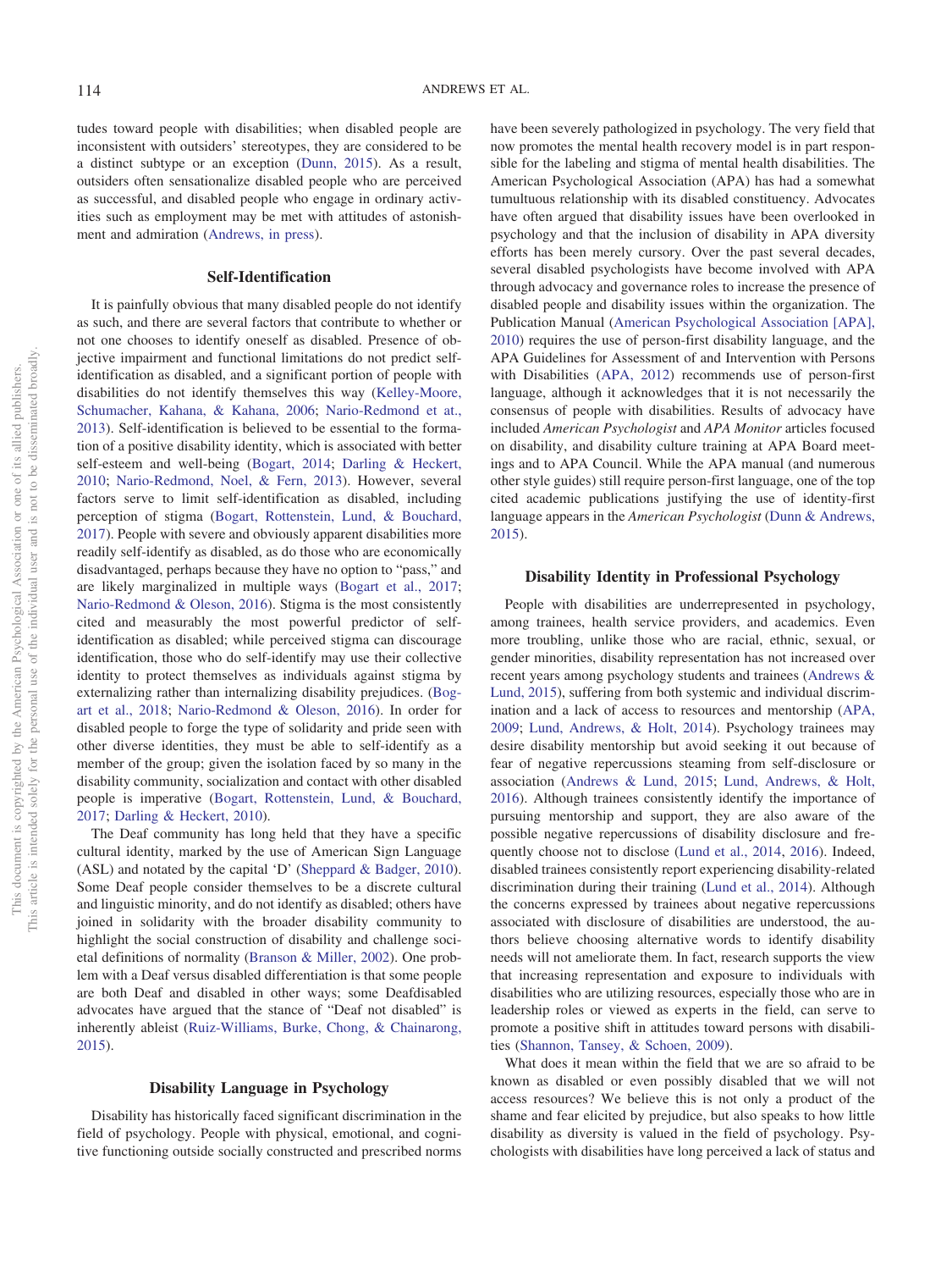tudes toward people with disabilities; when disabled people are inconsistent with outsiders' stereotypes, they are considered to be a distinct subtype or an exception (Dunn, 2015). As a result, outsiders often sensationalize disabled people who are perceived as successful, and disabled people who engage in ordinary activities such as employment may be met with attitudes of astonishment and admiration (Andrews, in press).

## Self-Identification

It is painfully obvious that many disabled people do not identify as such, and there are several factors that contribute to whether or not one chooses to identify oneself as disabled. Presence of objective impairment and functional limitations do not predict self-identification as disabled, and a significant portion of people with disabilities do not identify themselves this way (Kelley-Moore, Schumacher, Kahana, & Kahana, 2006; Nario-Redmond et al., 2013). Self-identification is believed to be essential to the formation of a positive disability identity, which is associated with better self-esteem and well-being (Bogart, 2014; Darling & Heckert, 2010; Nario-Redmond, Noel, & Fern, 2013). However, several factors serve to limit self-identification as disabled, including perception of stigma (Bogart, Rottenstein, Lund, & Bouchard, 2017). People with severe and obviously apparent disabilities more readily self-identify as disabled, as do those who are economically disadvantaged, perhaps because they have no option to "pass," and are likely marginalized in multiple ways (Bogart et al., 2017; Nario-Redmond & Oleson, 2016). Stigma is the most consistently cited and measurably the most powerful predictor of self-identification as disabled; while perceived stigma can discourage identification, those who do self-identify may use their collective identity to protect themselves as individuals against stigma by externalizing rather than internalizing disability prejudices. (Bogart et al., 2018; Nario-Redmond & Oleson, 2016). In order for disabled people to forge the type of solidarity and pride seen with other diverse identities, they must be able to self-identify as a member of the group; given the isolation faced by so many in the disability community, socialization and contact with other disabled people is imperative (Bogart, Rottenstein, Lund, & Bouchard, 2017; Darling & Heckert, 2010).

The Deaf community has long held that they have a specific cultural identity, marked by the use of American Sign Language (ASL) and notated by the capital 'D' (Sheppard & Badger, 2010). Some Deaf people consider themselves to be a discrete cultural and linguistic minority, and do not identify as disabled; others have joined in solidarity with the broader disability community to highlight the social construction of disability and challenge societal definitions of normality (Branson & Miller, 2002). One problem with a Deaf versus disabled differentiation is that some people are both Deaf and disabled in other ways; some Deafdisabled advocates have argued that the stance of "Deaf not disabled" is inherently ableist (Ruiz-Williams, Burke, Chong, & Chainarong, 2015).

## Disability Language in Psychology

Disability has historically faced significant discrimination in the field of psychology. People with physical, emotional, and cognitive functioning outside socially constructed and prescribed norms have been severely pathologized in psychology. The very field that now promotes the mental health recovery model is in part responsible for the labeling and stigma of mental health disabilities. The American Psychological Association (APA) has had a somewhat tumultuous relationship with its disabled constituency. Advocates have often argued that disability issues have been overlooked in psychology and that the inclusion of disability in APA diversity efforts has been merely cursory. Over the past several decades, several disabled psychologists have become involved with APA through advocacy and governance roles to increase the presence of disabled people and disability issues within the organization. The Publication Manual (American Psychological Association [APA], 2010) requires the use of person-first disability language, and the APA Guidelines for Assessment of and Intervention with Persons with Disabilities (APA, 2012) recommends use of person-first language, although it acknowledges that it is not necessarily the consensus of people with disabilities. Results of advocacy have included *American Psychologist* and *APA Monitor* articles focused on disability, and disability culture training at APA Board meetings and to APA Council. While the APA manual (and numerous other style guides) still require person-first language, one of the top cited academic publications justifying the use of identity-first language appears in the *American Psychologist* (Dunn & Andrews, 2015).

## Disability Identity in Professional Psychology

People with disabilities are underrepresented in psychology, among trainees, health service providers, and academics. Even more troubling, unlike those who are racial, ethnic, sexual, or gender minorities, disability representation has not increased over recent years among psychology students and trainees (Andrews & Lund, 2015), suffering from both systemic and individual discrimination and a lack of access to resources and mentorship (APA, 2009; Lund, Andrews, & Holt, 2014). Psychology trainees may desire disability mentorship but avoid seeking it out because of fear of negative repercussions steaming from self-disclosure or association (Andrews & Lund, 2015; Lund, Andrews, & Holt, 2016). Although trainees consistently identify the importance of pursuing mentorship and support, they are also aware of the possible negative repercussions of disability disclosure and frequently choose not to disclose (Lund et al., 2014, 2016). Indeed, disabled trainees consistently report experiencing disability-related discrimination during their training (Lund et al., 2014). Although the concerns expressed by trainees about negative repercussions associated with disclosure of disabilities are understood, the authors believe choosing alternative words to identify disability needs will not ameliorate them. In fact, research supports the view that increasing representation and exposure to individuals with disabilities who are utilizing resources, especially those who are in leadership roles or viewed as experts in the field, can serve to promote a positive shift in attitudes toward persons with disabilities (Shannon, Tansey, & Schoen, 2009).

What does it mean within the field that we are so afraid to be known as disabled or even possibly disabled that we will not access resources? We believe this is not only a product of the shame and fear elicited by prejudice, but also speaks to how little disability as diversity is valued in the field of psychology. Psychologists with disabilities have long perceived a lack of status and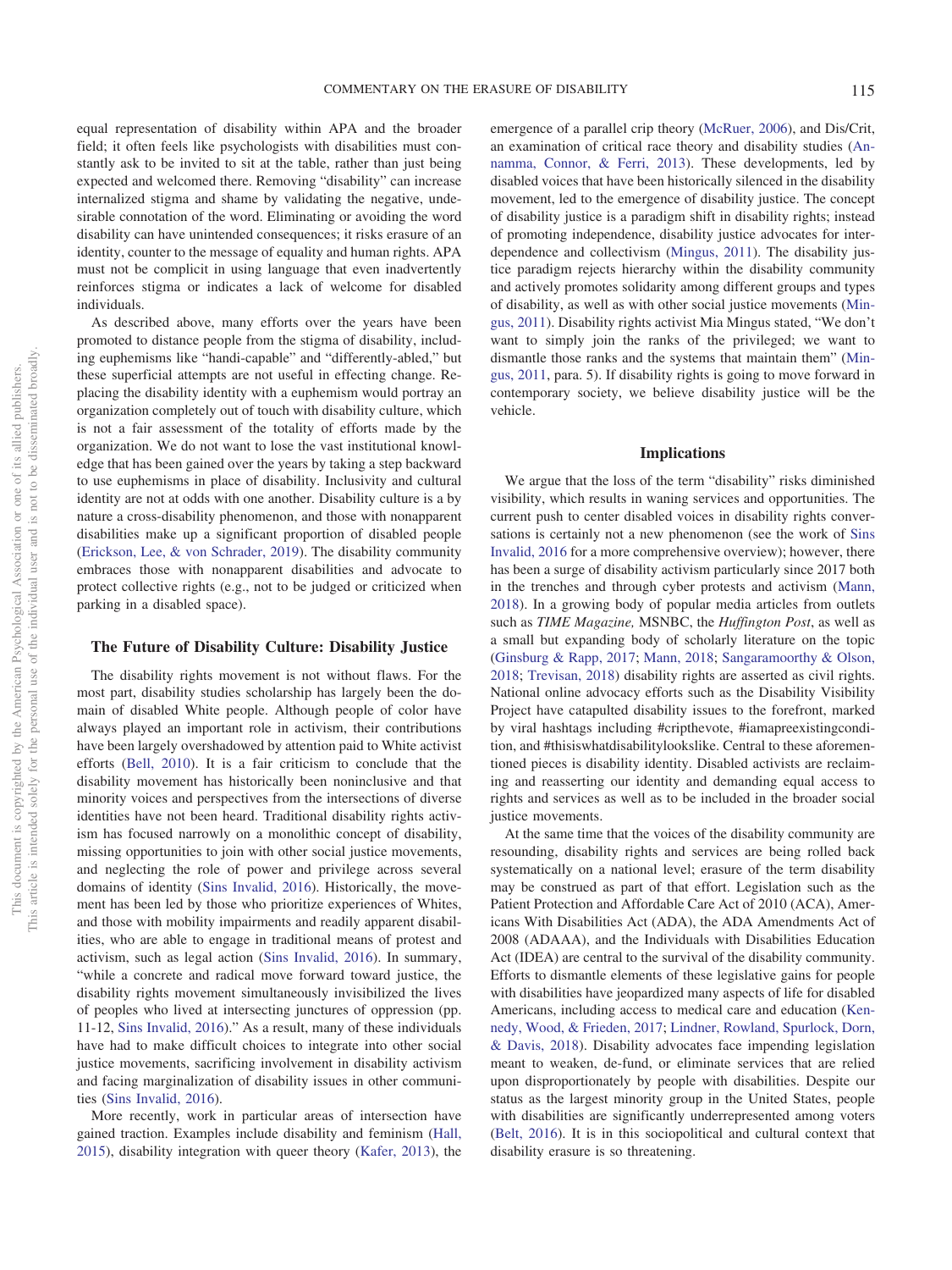equal representation of disability within APA and the broader field; it often feels like psychologists with disabilities must constantly ask to be invited to sit at the table, rather than just being expected and welcomed there. Removing "disability" can increase internalized stigma and shame by validating the negative, undesirable connotation of the word. Eliminating or avoiding the word disability can have unintended consequences; it risks erasure of an identity, counter to the message of equality and human rights. APA must not be complicit in using language that even inadvertently reinforces stigma or indicates a lack of welcome for disabled individuals.

As described above, many efforts over the years have been promoted to distance people from the stigma of disability, including euphemisms like "handi-capable" and "differently-abled," but these superficial attempts are not useful in effecting change. Replacing the disability identity with a euphemism would portray an organization completely out of touch with disability culture, which is not a fair assessment of the totality of efforts made by the organization. We do not want to lose the vast institutional knowledge that has been gained over the years by taking a step backward to use euphemisms in place of disability. Inclusivity and cultural identity are not at odds with one another. Disability culture is a by nature a cross-disability phenomenon, and those with nonapparent disabilities make up a significant proportion of disabled people (Erickson, Lee, & von Schrader, 2019). The disability community embraces those with nonapparent disabilities and advocate to protect collective rights (e.g., not to be judged or criticized when parking in a disabled space).

## The Future of Disability Culture: Disability Justice

The disability rights movement is not without flaws. For the most part, disability studies scholarship has largely been the domain of disabled White people. Although people of color have always played an important role in activism, their contributions have been largely overshadowed by attention paid to White activist efforts (Bell, 2010). It is a fair criticism to conclude that the disability movement has historically been noninclusive and that minority voices and perspectives from the intersections of diverse identities have not been heard. Traditional disability rights activism has focused narrowly on a monolithic concept of disability, missing opportunities to join with other social justice movements, and neglecting the role of power and privilege across several domains of identity (Sins Invalid, 2016). Historically, the movement has been led by those who prioritize experiences of Whites, and those with mobility impairments and readily apparent disabilities, who are able to engage in traditional means of protest and activism, such as legal action (Sins Invalid, 2016). In summary, "while a concrete and radical move forward toward justice, the disability rights movement simultaneously invisibilized the lives of peoples who lived at intersecting junctures of oppression (pp. 11-12, Sins Invalid, 2016)." As a result, many of these individuals have had to make difficult choices to integrate into other social justice movements, sacrificing involvement in disability activism and facing marginalization of disability issues in other communities (Sins Invalid, 2016).

More recently, work in particular areas of intersection have gained traction. Examples include disability and feminism (Hall, 2015), disability integration with queer theory (Kafer, 2013), the emergence of a parallel crip theory (McRuer, 2006), and Dis/Crit, an examination of critical race theory and disability studies (Annamma, Connor, & Ferri, 2013). These developments, led by disabled voices that have been historically silenced in the disability movement, led to the emergence of disability justice. The concept of disability justice is a paradigm shift in disability rights; instead of promoting independence, disability justice advocates for interdependence and collectivism (Mingus, 2011). The disability justice paradigm rejects hierarchy within the disability community and actively promotes solidarity among different groups and types of disability, as well as with other social justice movements (Mingus, 2011). Disability rights activist Mia Mingus stated, "We don't want to simply join the ranks of the privileged; we want to dismantle those ranks and the systems that maintain them" (Mingus, 2011, para. 5). If disability rights is going to move forward in contemporary society, we believe disability justice will be the vehicle.

## Implications

We argue that the loss of the term "disability" risks diminished visibility, which results in waning services and opportunities. The current push to center disabled voices in disability rights conversations is certainly not a new phenomenon (see the work of Sins Invalid, 2016 for a more comprehensive overview); however, there has been a surge of disability activism particularly since 2017 both in the trenches and through cyber protests and activism (Mann, 2018). In a growing body of popular media articles from outlets such as *TIME Magazine,* MSNBC, the *Huffington Post*, as well as a small but expanding body of scholarly literature on the topic (Ginsburg & Rapp, 2017; Mann, 2018; Sangaramoorthy & Olson, 2018; Trevisan, 2018) disability rights are asserted as civil rights. National online advocacy efforts such as the Disability Visibility Project have catapulted disability issues to the forefront, marked by viral hashtags including #cripthevote, #iamapreexistingcondition, and #thisiswhatdisabilitylookslike. Central to these aforementioned pieces is disability identity. Disabled activists are reclaiming and reasserting our identity and demanding equal access to rights and services as well as to be included in the broader social justice movements.

At the same time that the voices of the disability community are resounding, disability rights and services are being rolled back systematically on a national level; erasure of the term disability may be construed as part of that effort. Legislation such as the Patient Protection and Affordable Care Act of 2010 (ACA), Americans With Disabilities Act (ADA), the ADA Amendments Act of 2008 (ADAAA), and the Individuals with Disabilities Education Act (IDEA) are central to the survival of the disability community. Efforts to dismantle elements of these legislative gains for people with disabilities have jeopardized many aspects of life for disabled Americans, including access to medical care and education (Kennedy, Wood, & Frieden, 2017; Lindner, Rowland, Spurlock, Dorn, & Davis, 2018). Disability advocates face impending legislation meant to weaken, de-fund, or eliminate services that are relied upon disproportionately by people with disabilities. Despite our status as the largest minority group in the United States, people with disabilities are significantly underrepresented among voters (Belt, 2016). It is in this sociopolitical and cultural context that disability erasure is so threatening.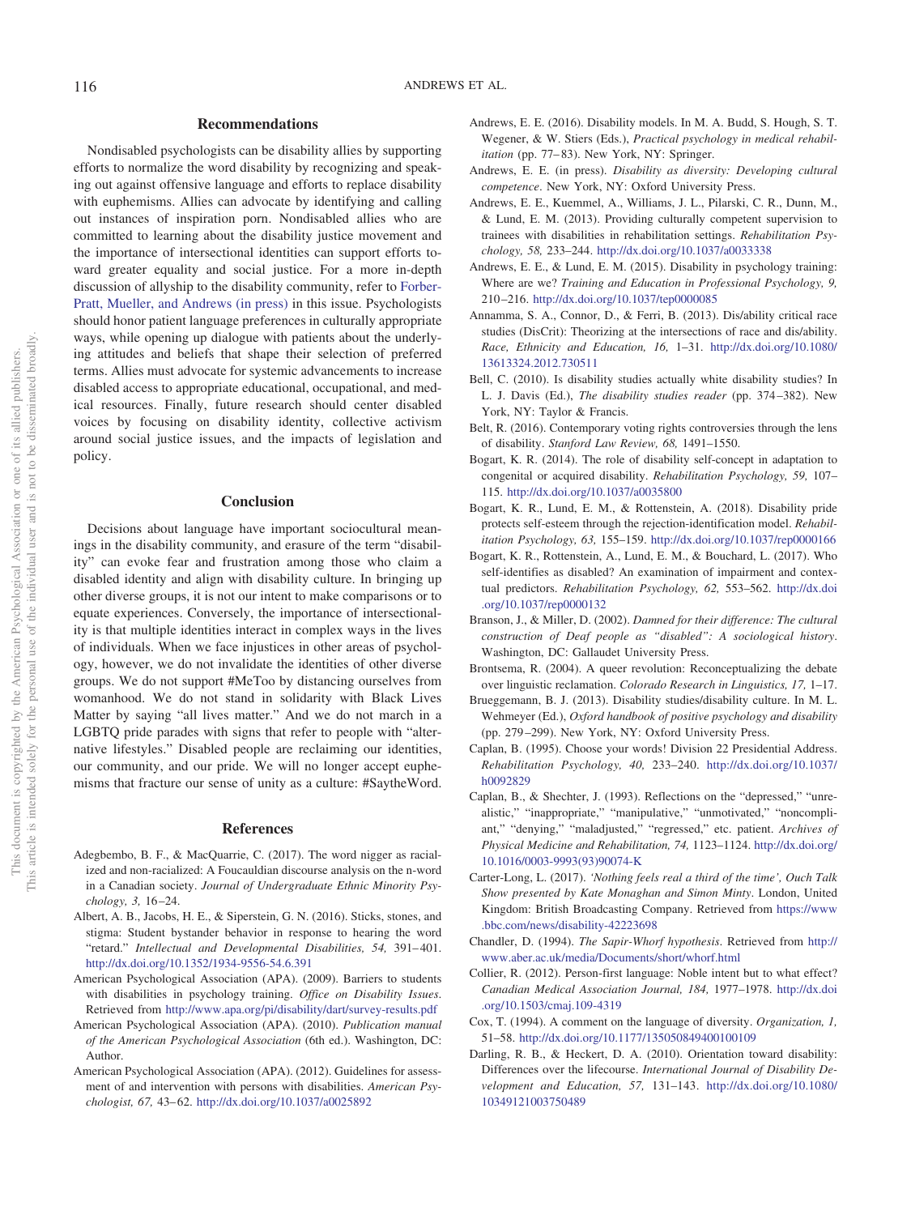## Recommendations

Nondisabled psychologists can be disability allies by supporting efforts to normalize the word disability by recognizing and speaking out against offensive language and efforts to replace disability with euphemisms. Allies can advocate by identifying and calling out instances of inspiration porn. Nondisabled allies who are committed to learning about the disability justice movement and the importance of intersectional identities can support efforts toward greater equality and social justice. For a more in-depth discussion of allyship to the disability community, refer to Forber-Pratt, Mueller, and Andrews (in press) in this issue. Psychologists should honor patient language preferences in culturally appropriate ways, while opening up dialogue with patients about the underlying attitudes and beliefs that shape their selection of preferred terms. Allies must advocate for systemic advancements to increase disabled access to appropriate educational, occupational, and medical resources. Finally, future research should center disabled voices by focusing on disability identity, collective activism around social justice issues, and the impacts of legislation and policy.

## Conclusion

Decisions about language have important sociocultural meanings in the disability community, and erasure of the term "disability" can evoke fear and frustration among those who claim a disabled identity and align with disability culture. In bringing up other diverse groups, it is not our intent to make comparisons or to equate experiences. Conversely, the importance of intersectionality is that multiple identities interact in complex ways in the lives of individuals. When we face injustices in other areas of psychology, however, we do not invalidate the identities of other diverse groups. We do not support #MeToo by distancing ourselves from womanhood. We do not stand in solidarity with Black Lives Matter by saying "all lives matter." And we do not march in a LGBTQ pride parades with signs that refer to people with "alternative lifestyles." Disabled people are reclaiming our identities, our community, and our pride. We will no longer accept euphemisms that fracture our sense of unity as a culture: #SaytheWord.

## References

Adegbembo, B. F., & MacQuarrie, C. (2017). The word nigger as racialized and non-racialized: A Foucauldian discourse analysis on the n-word in a Canadian society. *Journal of Undergraduate Ethnic Minority Psychology, 3,* 16–24.

Albert, A. B., Jacobs, H. E., & Siperstein, G. N. (2016). Sticks, stones, and stigma: Student bystander behavior in response to hearing the word "retard." *Intellectual and Developmental Disabilities, 54,* 391–401. http://dx.doi.org/10.1352/1934-9556-54.6.391

American Psychological Association (APA). (2009). Barriers to students with disabilities in psychology training. *Office on Disability Issues*. Retrieved from http://www.apa.org/pi/disability/dart/survey-results.pdf

American Psychological Association (APA). (2010). *Publication manual of the American Psychological Association* (6th ed.). Washington, DC: Author.

American Psychological Association (APA). (2012). Guidelines for assessment of and intervention with persons with disabilities. *American Psychologist, 67,* 43–62. http://dx.doi.org/10.1037/a0025892

Andrews, E. E. (2016). Disability models. In M. A. Budd, S. Hough, S. T. Wegener, & W. Stiers (Eds.), *Practical psychology in medical rehabilitation* (pp. 77–83). New York, NY: Springer.

Andrews, E. E. (in press). *Disability as diversity: Developing cultural competence*. New York, NY: Oxford University Press.

Andrews, E. E., Kuemmel, A., Williams, J. L., Pilarski, C. R., Dunn, M., & Lund, E. M. (2013). Providing culturally competent supervision to trainees with disabilities in rehabilitation settings. *Rehabilitation Psychology, 58,* 233–244. http://dx.doi.org/10.1037/a0033338

Andrews, E. E., & Lund, E. M. (2015). Disability in psychology training: Where are we? *Training and Education in Professional Psychology, 9,* 210–216. http://dx.doi.org/10.1037/tep0000085

Annamma, S. A., Connor, D., & Ferri, B. (2013). Dis/ability critical race studies (DisCrit): Theorizing at the intersections of race and dis/ability. *Race, Ethnicity and Education, 16,* 1–31. http://dx.doi.org/10.1080/13613324.2012.730511

Bell, C. (2010). Is disability studies actually white disability studies? In L. J. Davis (Ed.), *The disability studies reader* (pp. 374–382). New York, NY: Taylor & Francis.

Belt, R. (2016). Contemporary voting rights controversies through the lens of disability. *Stanford Law Review, 68,* 1491–1550.

Bogart, K. R. (2014). The role of disability self-concept in adaptation to congenital or acquired disability. *Rehabilitation Psychology, 59,* 107–115. http://dx.doi.org/10.1037/a0035800

Bogart, K. R., Lund, E. M., & Rottenstein, A. (2018). Disability pride protects self-esteem through the rejection-identification model. *Rehabilitation Psychology, 63,* 155–159. http://dx.doi.org/10.1037/rep0000166

Bogart, K. R., Rottenstein, A., Lund, E. M., & Bouchard, L. (2017). Who self-identifies as disabled? An examination of impairment and contextual predictors. *Rehabilitation Psychology, 62,* 553–562. http://dx.doi.org/10.1037/rep0000132

Branson, J., & Miller, D. (2002). *Damned for their difference: The cultural construction of Deaf people as "disabled": A sociological history*. Washington, DC: Gallaudet University Press.

Brontsema, R. (2004). A queer revolution: Reconceptualizing the debate over linguistic reclamation. *Colorado Research in Linguistics, 17,* 1–17.

Brueggemann, B. J. (2013). Disability studies/disability culture. In M. L. Wehmeyer (Ed.), *Oxford handbook of positive psychology and disability* (pp. 279–299). New York, NY: Oxford University Press.

Caplan, B. (1995). Choose your words! Division 22 Presidential Address. *Rehabilitation Psychology, 40,* 233–240. http://dx.doi.org/10.1037/h0092829

Caplan, B., & Shechter, J. (1993). Reflections on the "depressed," "unrealistic," "inappropriate," "manipulative," "unmotivated," "noncompliant," "denying," "maladjusted," "regressed," etc. patient. *Archives of Physical Medicine and Rehabilitation, 74,* 1123–1124. http://dx.doi.org/10.1016/0003-9993(93)90074-K

Carter-Long, L. (2017). *'Nothing feels real a third of the time', Ouch Talk Show presented by Kate Monaghan and Simon Minty*. London, United Kingdom: British Broadcasting Company. Retrieved from https://www.bbc.com/news/disability-42223698

Chandler, D. (1994). *The Sapir-Whorf hypothesis*. Retrieved from http://www.aber.ac.uk/media/Documents/short/whorf.html

Collier, R. (2012). Person-first language: Noble intent but to what effect? *Canadian Medical Association Journal, 184,* 1977–1978. http://dx.doi.org/10.1503/cmaj.109-4319

Cox, T. (1994). A comment on the language of diversity. *Organization, 1,* 51–58. http://dx.doi.org/10.1177/135050849400100109

Darling, R. B., & Heckert, D. A. (2010). Orientation toward disability: Differences over the lifecourse. *International Journal of Disability Development and Education, 57,* 131–143. http://dx.doi.org/10.1080/10349121003750489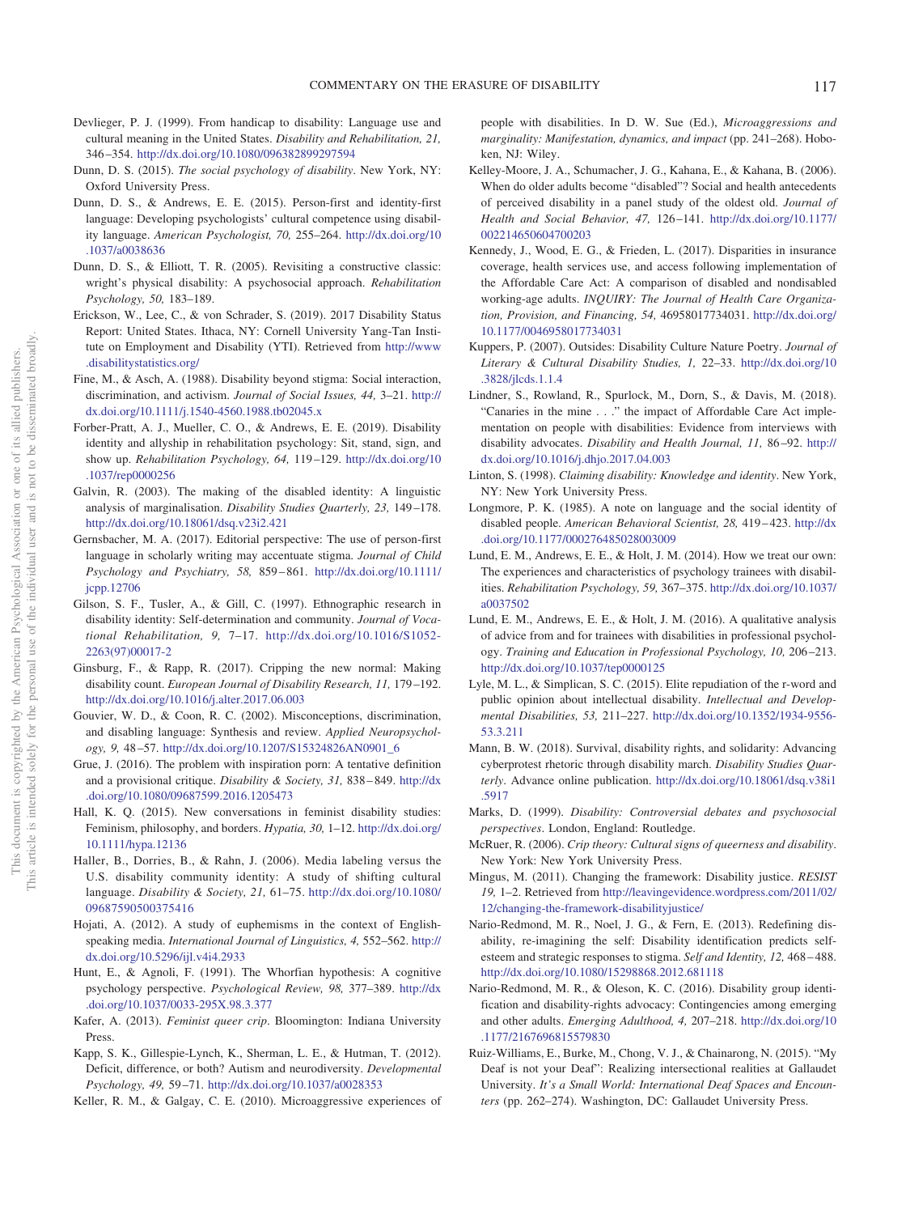Devlieger, P. J. (1999). From handicap to disability: Language use and cultural meaning in the United States. *Disability and Rehabilitation, 21,* 346–354. http://dx.doi.org/10.1080/096382899297594

Dunn, D. S. (2015). *The social psychology of disability*. New York, NY: Oxford University Press.

Dunn, D. S., & Andrews, E. E. (2015). Person-first and identity-first language: Developing psychologists' cultural competence using disability language. *American Psychologist, 70,* 255–264. http://dx.doi.org/10.1037/a0038636

Dunn, D. S., & Elliott, T. R. (2005). Revisiting a constructive classic: wright's physical disability: A psychosocial approach. *Rehabilitation Psychology, 50,* 183–189.

Erickson, W., Lee, C., & von Schrader, S. (2019). 2017 Disability Status Report: United States. Ithaca, NY: Cornell University Yang-Tan Institute on Employment and Disability (YTI). Retrieved from http://www.disabilitystatistics.org/

Fine, M., & Asch, A. (1988). Disability beyond stigma: Social interaction, discrimination, and activism. *Journal of Social Issues, 44,* 3–21. http://dx.doi.org/10.1111/j.1540-4560.1988.tb02045.x

Forber-Pratt, A. J., Mueller, C. O., & Andrews, E. E. (2019). Disability identity and allyship in rehabilitation psychology: Sit, stand, sign, and show up. *Rehabilitation Psychology, 64,* 119–129. http://dx.doi.org/10.1037/rep0000256

Galvin, R. (2003). The making of the disabled identity: A linguistic analysis of marginalisation. *Disability Studies Quarterly, 23,* 149–178. http://dx.doi.org/10.18061/dsq.v23i2.421

Gernsbacher, M. A. (2017). Editorial perspective: The use of person-first language in scholarly writing may accentuate stigma. *Journal of Child Psychology and Psychiatry, 58,* 859–861. http://dx.doi.org/10.1111/jcpp.12706

Gilson, S. F., Tusler, A., & Gill, C. (1997). Ethnographic research in disability identity: Self-determination and community. *Journal of Vocational Rehabilitation, 9,* 7–17. http://dx.doi.org/10.1016/S1052-2263(97)00017-2

Ginsburg, F., & Rapp, R. (2017). Cripping the new normal: Making disability count. *European Journal of Disability Research, 11,* 179–192. http://dx.doi.org/10.1016/j.alter.2017.06.003

Gouvier, W. D., & Coon, R. C. (2002). Misconceptions, discrimination, and disabling language: Synthesis and review. *Applied Neuropsychology, 9,* 48–57. http://dx.doi.org/10.1207/S15324826AN0901_6

Grue, J. (2016). The problem with inspiration porn: A tentative definition and a provisional critique. *Disability & Society, 31,* 838–849. http://dx.doi.org/10.1080/09687599.2016.1205473

Hall, K. Q. (2015). New conversations in feminist disability studies: Feminism, philosophy, and borders. *Hypatia, 30,* 1–12. http://dx.doi.org/10.1111/hypa.12136

Haller, B., Dorries, B., & Rahn, J. (2006). Media labeling versus the U.S. disability community identity: A study of shifting cultural language. *Disability & Society, 21,* 61–75. http://dx.doi.org/10.1080/09687590500375416

Hojati, A. (2012). A study of euphemisms in the context of English-speaking media. *International Journal of Linguistics, 4,* 552–562. http://dx.doi.org/10.5296/ijl.v4i4.2933

Hunt, E., & Agnoli, F. (1991). The Whorfian hypothesis: A cognitive psychology perspective. *Psychological Review, 98,* 377–389. http://dx.doi.org/10.1037/0033-295X.98.3.377

Kafer, A. (2013). *Feminist queer crip*. Bloomington: Indiana University Press.

Kapp, S. K., Gillespie-Lynch, K., Sherman, L. E., & Hutman, T. (2012). Deficit, difference, or both? Autism and neurodiversity. *Developmental Psychology, 49,* 59–71. http://dx.doi.org/10.1037/a0028353

Keller, R. M., & Galgay, C. E. (2010). Microaggressive experiences of people with disabilities. In D. W. Sue (Ed.), *Microaggressions and marginality: Manifestation, dynamics, and impact* (pp. 241–268). Hoboken, NJ: Wiley.

Kelley-Moore, J. A., Schumacher, J. G., Kahana, E., & Kahana, B. (2006). When do older adults become "disabled"? Social and health antecedents of perceived disability in a panel study of the oldest old. *Journal of Health and Social Behavior, 47,* 126–141. http://dx.doi.org/10.1177/002214650604700203

Kennedy, J., Wood, E. G., & Frieden, L. (2017). Disparities in insurance coverage, health services use, and access following implementation of the Affordable Care Act: A comparison of disabled and nondisabled working-age adults. *INQUIRY: The Journal of Health Care Organization, Provision, and Financing, 54,* 46958017734031. http://dx.doi.org/10.1177/0046958017734031

Kuppers, P. (2007). Outsides: Disability Culture Nature Poetry. *Journal of Literary & Cultural Disability Studies, 1,* 22–33. http://dx.doi.org/10.3828/jlcds.1.1.4

Lindner, S., Rowland, R., Spurlock, M., Dorn, S., & Davis, M. (2018). "Canaries in the mine . . ." the impact of Affordable Care Act implementation on people with disabilities: Evidence from interviews with disability advocates. *Disability and Health Journal, 11,* 86–92. http://dx.doi.org/10.1016/j.dhjo.2017.04.003

Linton, S. (1998). *Claiming disability: Knowledge and identity*. New York, NY: New York University Press.

Longmore, P. K. (1985). A note on language and the social identity of disabled people. *American Behavioral Scientist, 28,* 419–423. http://dx.doi.org/10.1177/000276485028003009

Lund, E. M., Andrews, E. E., & Holt, J. M. (2014). How we treat our own: The experiences and characteristics of psychology trainees with disabilities. *Rehabilitation Psychology, 59,* 367–375. http://dx.doi.org/10.1037/a0037502

Lund, E. M., Andrews, E. E., & Holt, J. M. (2016). A qualitative analysis of advice from and for trainees with disabilities in professional psychology. *Training and Education in Professional Psychology, 10,* 206–213. http://dx.doi.org/10.1037/tep0000125

Lyle, M. L., & Simplican, S. C. (2015). Elite repudiation of the r-word and public opinion about intellectual disability. *Intellectual and Developmental Disabilities, 53,* 211–227. http://dx.doi.org/10.1352/1934-9556-53.3.211

Mann, B. W. (2018). Survival, disability rights, and solidarity: Advancing cyberprotest rhetoric through disability march. *Disability Studies Quarterly*. Advance online publication. http://dx.doi.org/10.18061/dsq.v38i1.5917

Marks, D. (1999). *Disability: Controversial debates and psychosocial perspectives*. London, England: Routledge.

McRuer, R. (2006). *Crip theory: Cultural signs of queerness and disability*. New York: New York University Press.

Mingus, M. (2011). Changing the framework: Disability justice. *RESIST 19,* 1–2. Retrieved from http://leavingevidence.wordpress.com/2011/02/12/changing-the-framework-disabilityjustice/

Nario-Redmond, M. R., Noel, J. G., & Fern, E. (2013). Redefining disability, re-imagining the self: Disability identification predicts self-esteem and strategic responses to stigma. *Self and Identity, 12,* 468–488. http://dx.doi.org/10.1080/15298868.2012.681118

Nario-Redmond, M. R., & Oleson, K. C. (2016). Disability group identification and disability-rights advocacy: Contingencies among emerging and other adults. *Emerging Adulthood, 4,* 207–218. http://dx.doi.org/10.1177/2167696815579830

Ruiz-Williams, E., Burke, M., Chong, V. J., & Chainarong, N. (2015). "My Deaf is not your Deaf": Realizing intersectional realities at Gallaudet University. *It's a Small World: International Deaf Spaces and Encounters* (pp. 262–274). Washington, DC: Gallaudet University Press.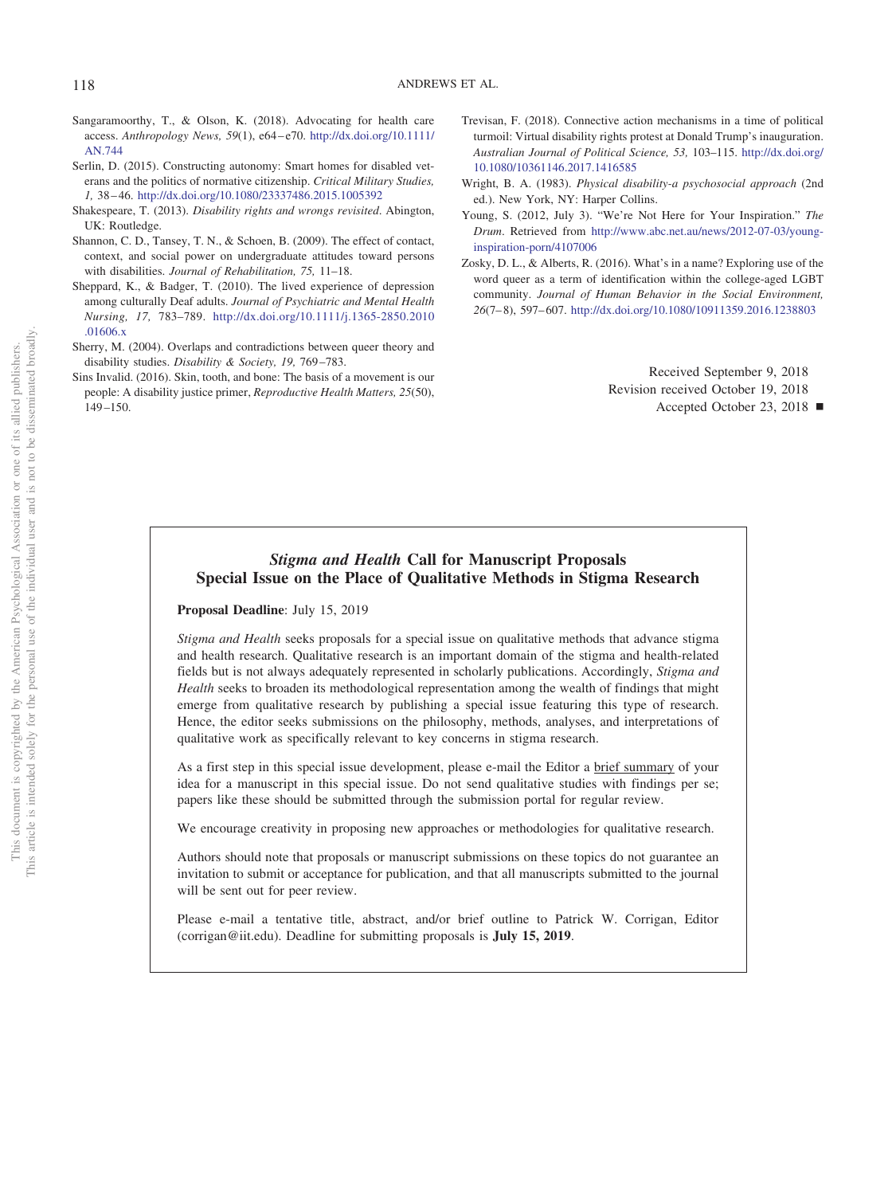Sangaramoorthy, T., & Olson, K. (2018). Advocating for health care access. *Anthropology News, 59*(1), e64–e70. http://dx.doi.org/10.1111/AN.744

Serlin, D. (2015). Constructing autonomy: Smart homes for disabled veterans and the politics of normative citizenship. *Critical Military Studies, 1,* 38–46. http://dx.doi.org/10.1080/23337486.2015.1005392

Shakespeare, T. (2013). *Disability rights and wrongs revisited*. Abington, UK: Routledge.

Shannon, C. D., Tansey, T. N., & Schoen, B. (2009). The effect of contact, context, and social power on undergraduate attitudes toward persons with disabilities. *Journal of Rehabilitation, 75,* 11–18.

Sheppard, K., & Badger, T. (2010). The lived experience of depression among culturally Deaf adults. *Journal of Psychiatric and Mental Health Nursing, 17,* 783–789. http://dx.doi.org/10.1111/j.1365-2850.2010.01606.x

Sherry, M. (2004). Overlaps and contradictions between queer theory and disability studies. *Disability & Society, 19,* 769–783.

Sins Invalid. (2016). Skin, tooth, and bone: The basis of a movement is our people: A disability justice primer, *Reproductive Health Matters, 25*(50), 149–150.

Trevisan, F. (2018). Connective action mechanisms in a time of political turmoil: Virtual disability rights protest at Donald Trump's inauguration. *Australian Journal of Political Science, 53,* 103–115. http://dx.doi.org/10.1080/10361146.2017.1416585

Wright, B. A. (1983). *Physical disability-a psychosocial approach* (2nd ed.). New York, NY: Harper Collins.

Young, S. (2012, July 3). "We're Not Here for Your Inspiration." *The Drum*. Retrieved from http://www.abc.net.au/news/2012-07-03/young-inspiration-porn/4107006

Zosky, D. L., & Alberts, R. (2016). What's in a name? Exploring use of the word queer as a term of identification within the college-aged LGBT community. *Journal of Human Behavior in the Social Environment, 26*(7–8), 597–607. http://dx.doi.org/10.1080/10911359.2016.1238803

Received September 9, 2018
Revision received October 19, 2018
Accepted October 23, 2018 ■

## *Stigma and Health* Call for Manuscript Proposals Special Issue on the Place of Qualitative Methods in Stigma Research

**Proposal Deadline**: July 15, 2019

*Stigma and Health* seeks proposals for a special issue on qualitative methods that advance stigma and health research. Qualitative research is an important domain of the stigma and health-related fields but is not always adequately represented in scholarly publications. Accordingly, *Stigma and Health* seeks to broaden its methodological representation among the wealth of findings that might emerge from qualitative research by publishing a special issue featuring this type of research. Hence, the editor seeks submissions on the philosophy, methods, analyses, and interpretations of qualitative work as specifically relevant to key concerns in stigma research.

As a first step in this special issue development, please e-mail the Editor a brief summary of your idea for a manuscript in this special issue. Do not send qualitative studies with findings per se; papers like these should be submitted through the submission portal for regular review.

We encourage creativity in proposing new approaches or methodologies for qualitative research.

Authors should note that proposals or manuscript submissions on these topics do not guarantee an invitation to submit or acceptance for publication, and that all manuscripts submitted to the journal will be sent out for peer review.

Please e-mail a tentative title, abstract, and/or brief outline to Patrick W. Corrigan, Editor (corrigan@iit.edu). Deadline for submitting proposals is **July 15, 2019**.